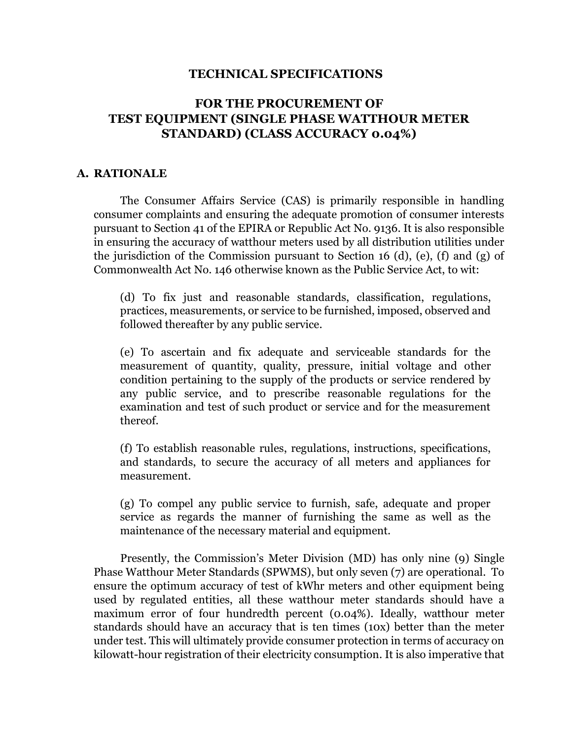# TECHNICAL SPECIFICATIONS

## FOR THE PROCUREMENT OF TEST EQUIPMENT (SINGLE PHASE WATTHOUR METER STANDARD) (CLASS ACCURACY 0.04%)

### A. RATIONALE

The Consumer Affairs Service (CAS) is primarily responsible in handling consumer complaints and ensuring the adequate promotion of consumer interests pursuant to Section 41 of the EPIRA or Republic Act No. 9136. It is also responsible in ensuring the accuracy of watthour meters used by all distribution utilities under the jurisdiction of the Commission pursuant to Section 16 (d), (e), (f) and (g) of Commonwealth Act No. 146 otherwise known as the Public Service Act, to wit:

> (d) To fix just and reasonable standards, classification, regulations, practices, measurements, or service to be furnished, imposed, observed and followed thereafter by any public service.
>
> (e) To ascertain and fix adequate and serviceable standards for the measurement of quantity, quality, pressure, initial voltage and other condition pertaining to the supply of the products or service rendered by any public service, and to prescribe reasonable regulations for the examination and test of such product or service and for the measurement thereof.
>
> (f) To establish reasonable rules, regulations, instructions, specifications, and standards, to secure the accuracy of all meters and appliances for measurement.
>
> (g) To compel any public service to furnish, safe, adequate and proper service as regards the manner of furnishing the same as well as the maintenance of the necessary material and equipment.

Presently, the Commission's Meter Division (MD) has only nine (9) Single Phase Watthour Meter Standards (SPWMS), but only seven (7) are operational. To ensure the optimum accuracy of test of kWhr meters and other equipment being used by regulated entities, all these watthour meter standards should have a maximum error of four hundredth percent (0.04%). Ideally, watthour meter standards should have an accuracy that is ten times (10x) better than the meter under test. This will ultimately provide consumer protection in terms of accuracy on kilowatt-hour registration of their electricity consumption. It is also imperative that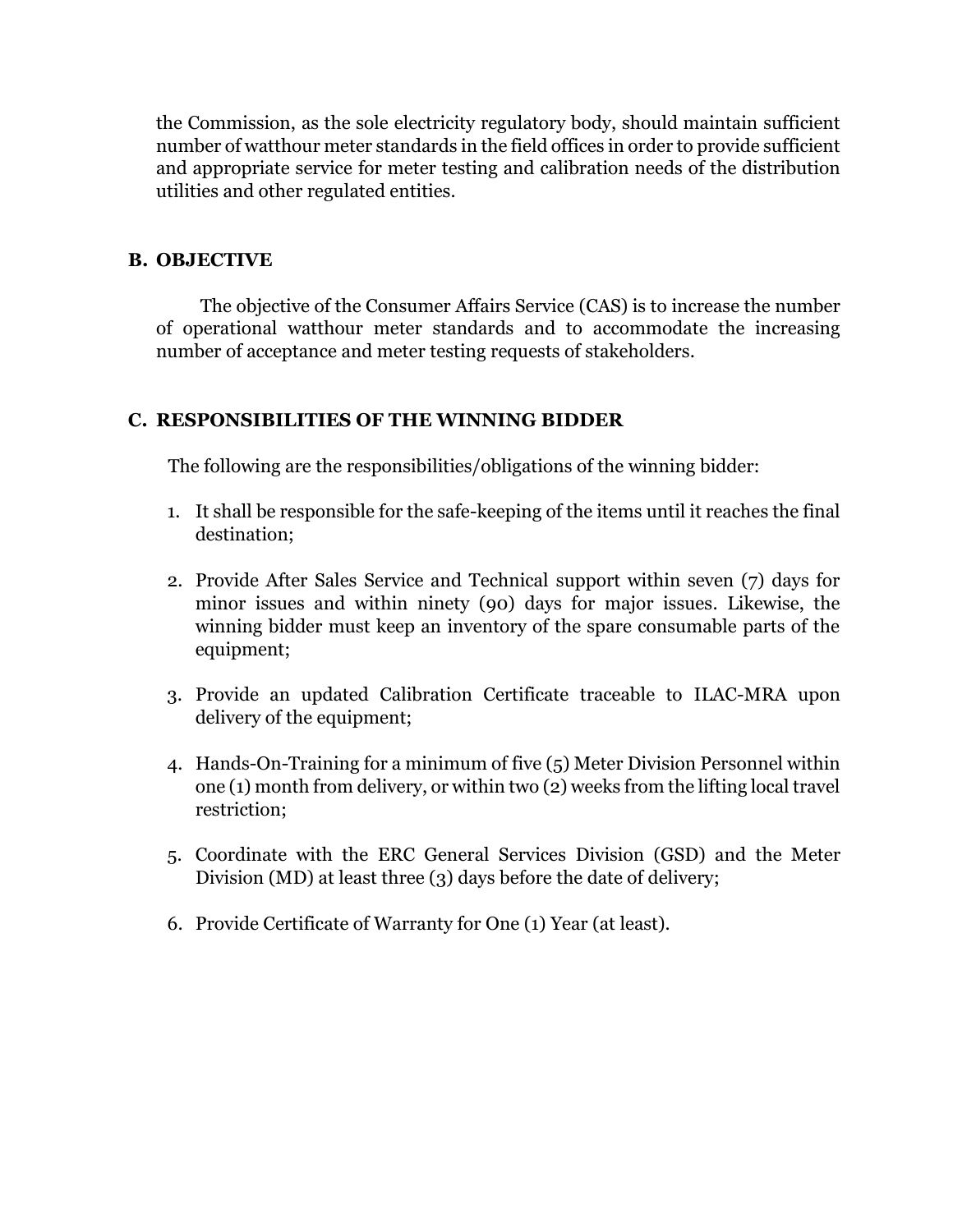the Commission, as the sole electricity regulatory body, should maintain sufficient number of watthour meter standards in the field offices in order to provide sufficient and appropriate service for meter testing and calibration needs of the distribution utilities and other regulated entities.

## B. OBJECTIVE

The objective of the Consumer Affairs Service (CAS) is to increase the number of operational watthour meter standards and to accommodate the increasing number of acceptance and meter testing requests of stakeholders.

## C. RESPONSIBILITIES OF THE WINNING BIDDER

The following are the responsibilities/obligations of the winning bidder:

1. It shall be responsible for the safe-keeping of the items until it reaches the final destination;
2. Provide After Sales Service and Technical support within seven (7) days for minor issues and within ninety (90) days for major issues. Likewise, the winning bidder must keep an inventory of the spare consumable parts of the equipment;
3. Provide an updated Calibration Certificate traceable to ILAC-MRA upon delivery of the equipment;
4. Hands-On-Training for a minimum of five (5) Meter Division Personnel within one (1) month from delivery, or within two (2) weeks from the lifting local travel restriction;
5. Coordinate with the ERC General Services Division (GSD) and the Meter Division (MD) at least three (3) days before the date of delivery;
6. Provide Certificate of Warranty for One (1) Year (at least).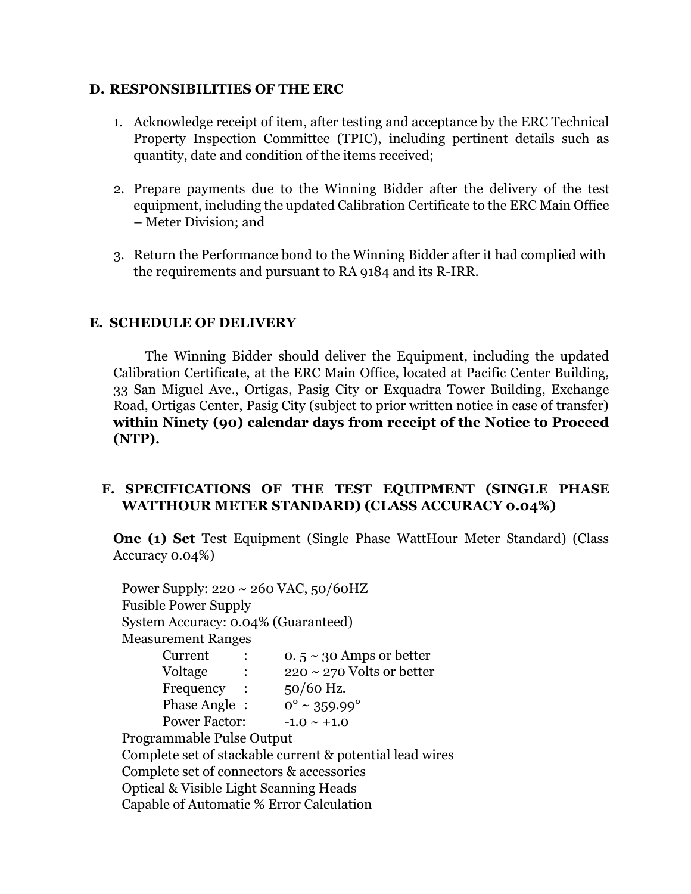## D. RESPONSIBILITIES OF THE ERC

1. Acknowledge receipt of item, after testing and acceptance by the ERC Technical Property Inspection Committee (TPIC), including pertinent details such as quantity, date and condition of the items received;

2. Prepare payments due to the Winning Bidder after the delivery of the test equipment, including the updated Calibration Certificate to the ERC Main Office – Meter Division; and

3. Return the Performance bond to the Winning Bidder after it had complied with the requirements and pursuant to RA 9184 and its R-IRR.

## E. SCHEDULE OF DELIVERY

The Winning Bidder should deliver the Equipment, including the updated Calibration Certificate, at the ERC Main Office, located at Pacific Center Building, 33 San Miguel Ave., Ortigas, Pasig City or Exquadra Tower Building, Exchange Road, Ortigas Center, Pasig City (subject to prior written notice in case of transfer) **within Ninety (90) calendar days from receipt of the Notice to Proceed (NTP).**

## F. SPECIFICATIONS OF THE TEST EQUIPMENT (SINGLE PHASE WATTHOUR METER STANDARD) (CLASS ACCURACY 0.04%)

**One (1) Set** Test Equipment (Single Phase WattHour Meter Standard) (Class Accuracy 0.04%)

Power Supply: 220 ~ 260 VAC, 50/60HZ
Fusible Power Supply
System Accuracy: 0.04% (Guaranteed)
Measurement Ranges

| | | |
|---|---|---|
| Current | : | 0. 5 ~ 30 Amps or better |
| Voltage | : | 220 ~ 270 Volts or better |
| Frequency | : | 50/60 Hz. |
| Phase Angle | : | 0° ~ 359.99° |
| Power Factor: | | -1.0 ~ +1.0 |

Programmable Pulse Output
Complete set of stackable current & potential lead wires
Complete set of connectors & accessories
Optical & Visible Light Scanning Heads
Capable of Automatic % Error Calculation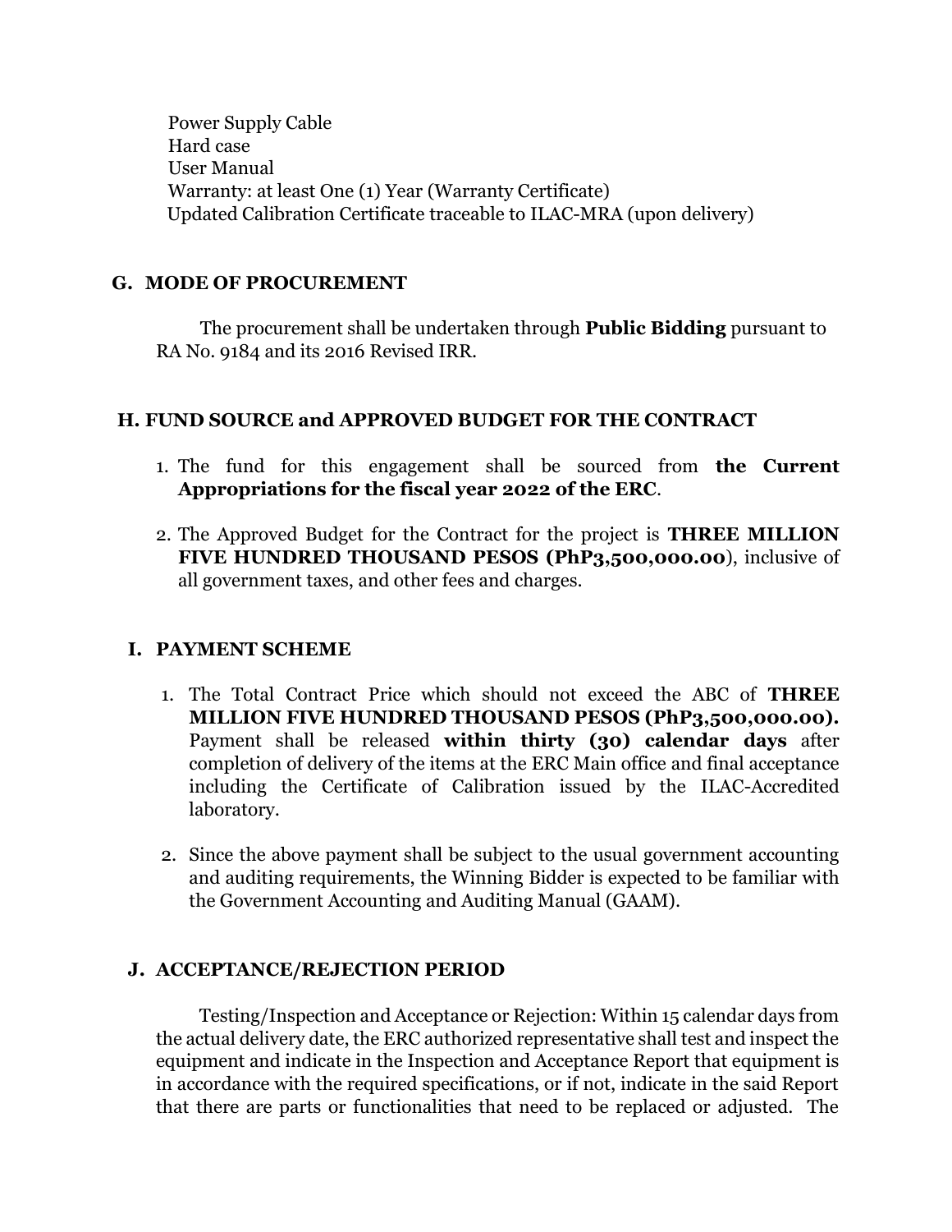Power Supply Cable
Hard case
User Manual
Warranty: at least One (1) Year (Warranty Certificate)
Updated Calibration Certificate traceable to ILAC-MRA (upon delivery)

## G. MODE OF PROCUREMENT

The procurement shall be undertaken through **Public Bidding** pursuant to RA No. 9184 and its 2016 Revised IRR.

## H. FUND SOURCE and APPROVED BUDGET FOR THE CONTRACT

1. The fund for this engagement shall be sourced from **the Current Appropriations for the fiscal year 2022 of the ERC**.

2. The Approved Budget for the Contract for the project is **THREE MILLION FIVE HUNDRED THOUSAND PESOS (PhP3,500,000.00**), inclusive of all government taxes, and other fees and charges.

## I. PAYMENT SCHEME

1. The Total Contract Price which should not exceed the ABC of **THREE MILLION FIVE HUNDRED THOUSAND PESOS (PhP3,500,000.00).** Payment shall be released **within thirty (30) calendar days** after completion of delivery of the items at the ERC Main office and final acceptance including the Certificate of Calibration issued by the ILAC-Accredited laboratory.

2. Since the above payment shall be subject to the usual government accounting and auditing requirements, the Winning Bidder is expected to be familiar with the Government Accounting and Auditing Manual (GAAM).

## J. ACCEPTANCE/REJECTION PERIOD

Testing/Inspection and Acceptance or Rejection: Within 15 calendar days from the actual delivery date, the ERC authorized representative shall test and inspect the equipment and indicate in the Inspection and Acceptance Report that equipment is in accordance with the required specifications, or if not, indicate in the said Report that there are parts or functionalities that need to be replaced or adjusted. The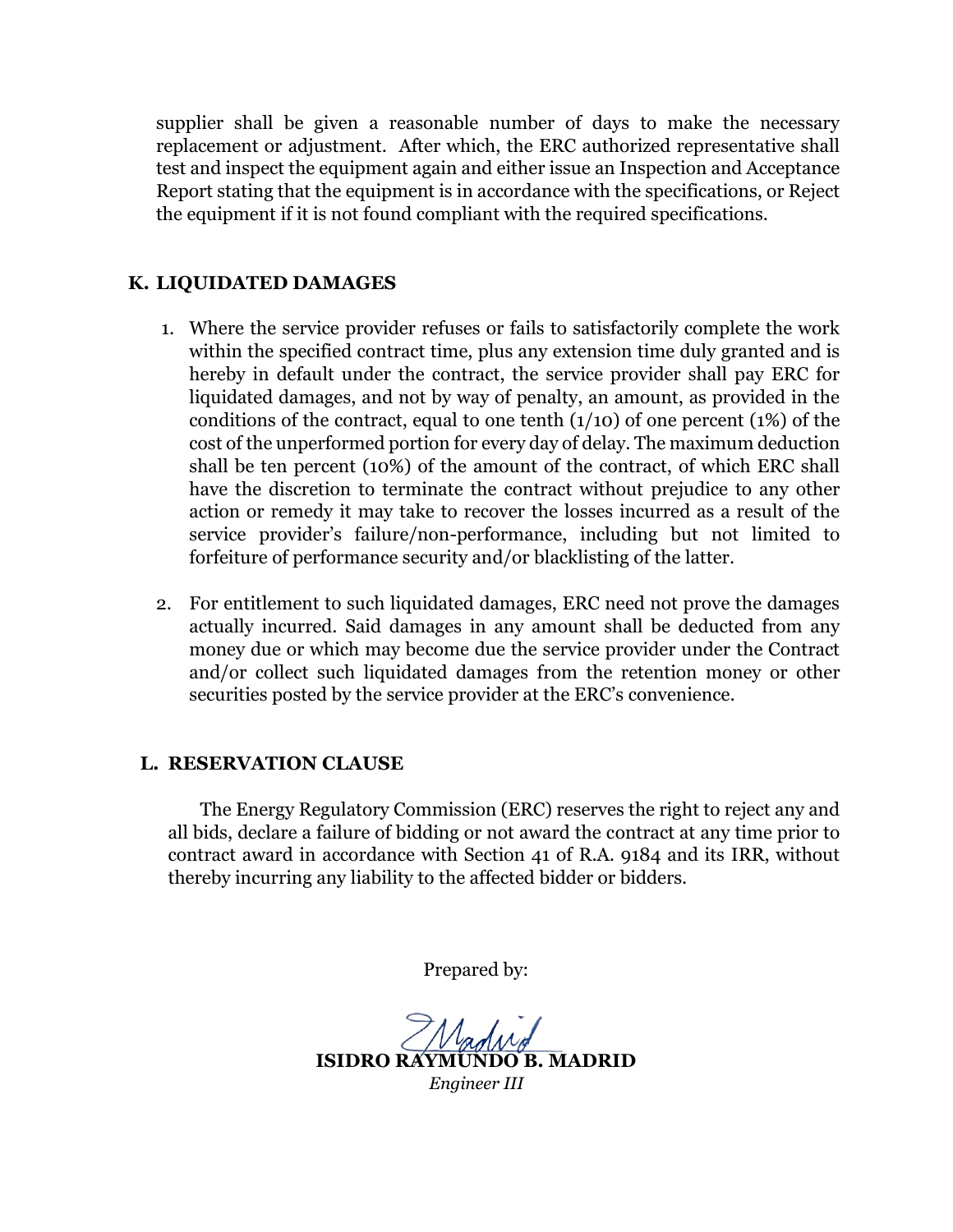supplier shall be given a reasonable number of days to make the necessary replacement or adjustment. After which, the ERC authorized representative shall test and inspect the equipment again and either issue an Inspection and Acceptance Report stating that the equipment is in accordance with the specifications, or Reject the equipment if it is not found compliant with the required specifications.

## K. LIQUIDATED DAMAGES

1. Where the service provider refuses or fails to satisfactorily complete the work within the specified contract time, plus any extension time duly granted and is hereby in default under the contract, the service provider shall pay ERC for liquidated damages, and not by way of penalty, an amount, as provided in the conditions of the contract, equal to one tenth (1/10) of one percent (1%) of the cost of the unperformed portion for every day of delay. The maximum deduction shall be ten percent (10%) of the amount of the contract, of which ERC shall have the discretion to terminate the contract without prejudice to any other action or remedy it may take to recover the losses incurred as a result of the service provider's failure/non-performance, including but not limited to forfeiture of performance security and/or blacklisting of the latter.

2. For entitlement to such liquidated damages, ERC need not prove the damages actually incurred. Said damages in any amount shall be deducted from any money due or which may become due the service provider under the Contract and/or collect such liquidated damages from the retention money or other securities posted by the service provider at the ERC's convenience.

## L. RESERVATION CLAUSE

The Energy Regulatory Commission (ERC) reserves the right to reject any and all bids, declare a failure of bidding or not award the contract at any time prior to contract award in accordance with Section 41 of R.A. 9184 and its IRR, without thereby incurring any liability to the affected bidder or bidders.

Prepared by:

**ISIDRO RAYMUNDO B. MADRID**
*Engineer III*